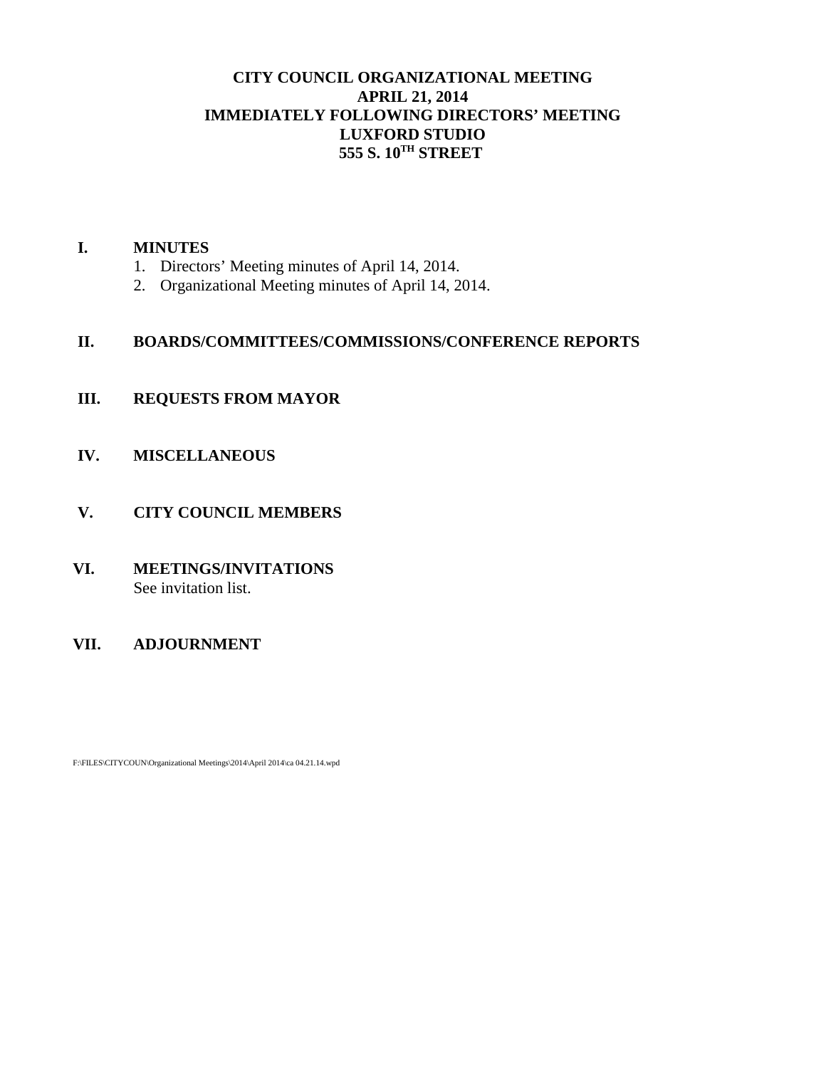# CITY COUNCIL ORGANIZATIONAL MEETING
## APRIL 21, 2014
## IMMEDIATELY FOLLOWING DIRECTORS' MEETING
## LUXFORD STUDIO
## 555 S. 10TH STREET

**I. MINUTES**

1. Directors' Meeting minutes of April 14, 2014.
2. Organizational Meeting minutes of April 14, 2014.

**II. BOARDS/COMMITTEES/COMMISSIONS/CONFERENCE REPORTS**

**III. REQUESTS FROM MAYOR**

**IV. MISCELLANEOUS**

**V. CITY COUNCIL MEMBERS**

**VI. MEETINGS/INVITATIONS**

See invitation list.

**VII. ADJOURNMENT**

F:\FILES\CITYCOUN\Organizational Meetings\2014\April 2014\ca 04.21.14.wpd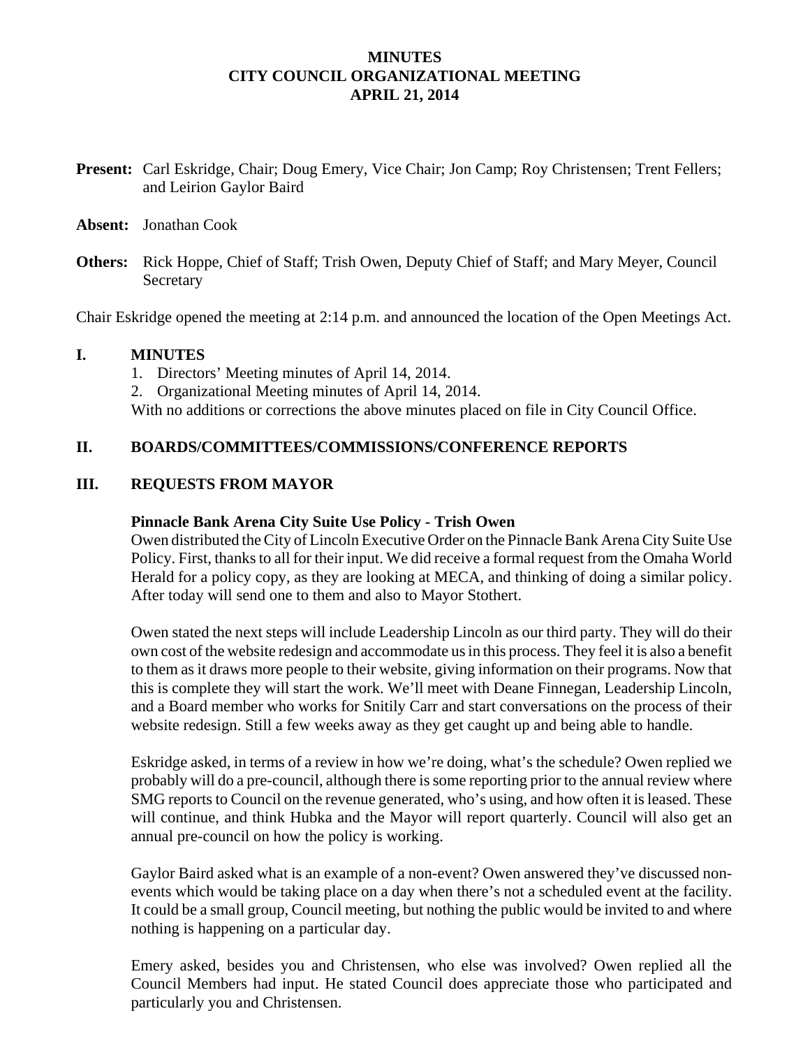# MINUTES
# CITY COUNCIL ORGANIZATIONAL MEETING
# APRIL 21, 2014

**Present:** Carl Eskridge, Chair; Doug Emery, Vice Chair; Jon Camp; Roy Christensen; Trent Fellers; and Leirion Gaylor Baird

**Absent:** Jonathan Cook

**Others:** Rick Hoppe, Chief of Staff; Trish Owen, Deputy Chief of Staff; and Mary Meyer, Council Secretary

Chair Eskridge opened the meeting at 2:14 p.m. and announced the location of the Open Meetings Act.

## I. MINUTES

1. Directors' Meeting minutes of April 14, 2014.
2. Organizational Meeting minutes of April 14, 2014.

With no additions or corrections the above minutes placed on file in City Council Office.

## II. BOARDS/COMMITTEES/COMMISSIONS/CONFERENCE REPORTS

## III. REQUESTS FROM MAYOR

**Pinnacle Bank Arena City Suite Use Policy - Trish Owen**

Owen distributed the City of Lincoln Executive Order on the Pinnacle Bank Arena City Suite Use Policy. First, thanks to all for their input. We did receive a formal request from the Omaha World Herald for a policy copy, as they are looking at MECA, and thinking of doing a similar policy. After today will send one to them and also to Mayor Stothert.

Owen stated the next steps will include Leadership Lincoln as our third party. They will do their own cost of the website redesign and accommodate us in this process. They feel it is also a benefit to them as it draws more people to their website, giving information on their programs. Now that this is complete they will start the work. We'll meet with Deane Finnegan, Leadership Lincoln, and a Board member who works for Snitily Carr and start conversations on the process of their website redesign. Still a few weeks away as they get caught up and being able to handle.

Eskridge asked, in terms of a review in how we're doing, what's the schedule? Owen replied we probably will do a pre-council, although there is some reporting prior to the annual review where SMG reports to Council on the revenue generated, who's using, and how often it is leased. These will continue, and think Hubka and the Mayor will report quarterly. Council will also get an annual pre-council on how the policy is working.

Gaylor Baird asked what is an example of a non-event? Owen answered they've discussed non-events which would be taking place on a day when there's not a scheduled event at the facility. It could be a small group, Council meeting, but nothing the public would be invited to and where nothing is happening on a particular day.

Emery asked, besides you and Christensen, who else was involved? Owen replied all the Council Members had input. He stated Council does appreciate those who participated and particularly you and Christensen.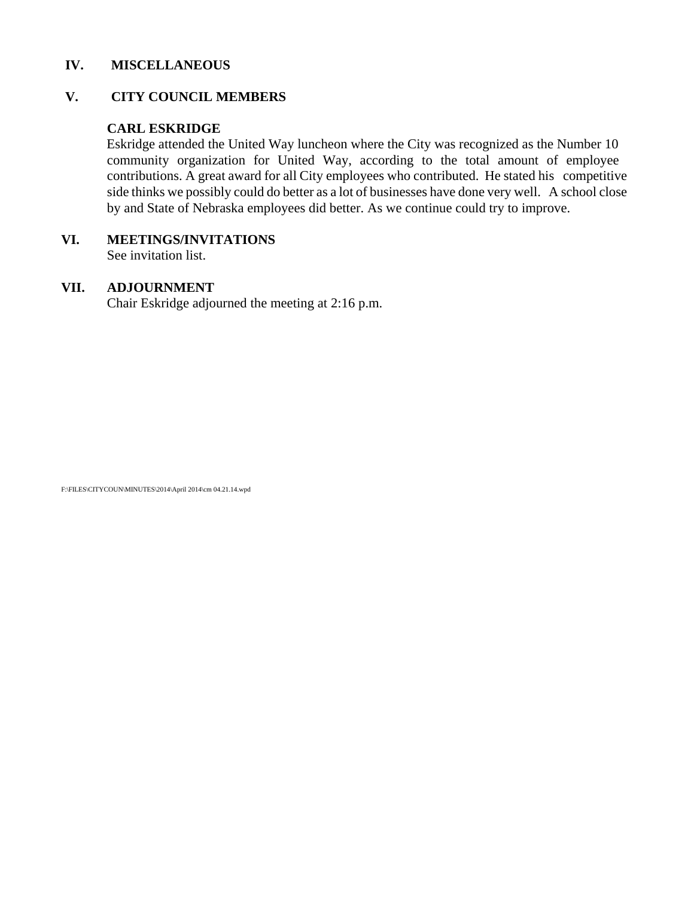## IV. MISCELLANEOUS

## V. CITY COUNCIL MEMBERS

**CARL ESKRIDGE**

Eskridge attended the United Way luncheon where the City was recognized as the Number 10 community organization for United Way, according to the total amount of employee contributions. A great award for all City employees who contributed. He stated his competitive side thinks we possibly could do better as a lot of businesses have done very well. A school close by and State of Nebraska employees did better. As we continue could try to improve.

## VI. MEETINGS/INVITATIONS

See invitation list.

## VII. ADJOURNMENT

Chair Eskridge adjourned the meeting at 2:16 p.m.

F:\FILES\CITYCOUN\MINUTES\2014\April 2014\cm 04.21.14.wpd